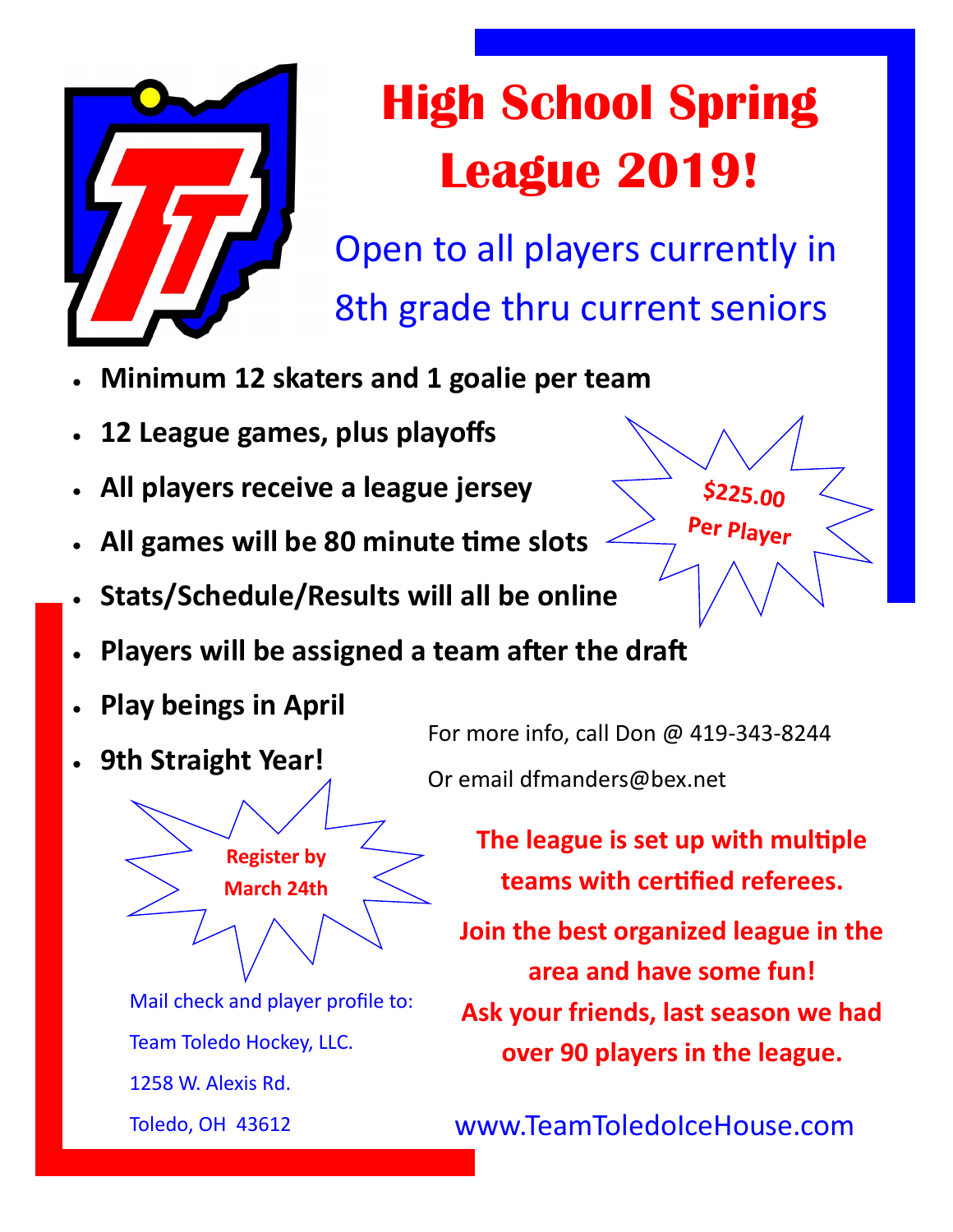# High School Spring League 2019!

Open to all players currently in 8th grade thru current seniors

- **Minimum 12 skaters and 1 goalie per team**
- **12 League games, plus playoffs**
- **All players receive a league jersey**
- **All games will be 80 minute time slots**
- **Stats/Schedule/Results will all be online**
- **Players will be assigned a team after the draft**
- **Play beings in April**
- **9th Straight Year!**

**$225.00 Per Player**

**Register by March 24th**

For more info, call Don @ 419-343-8244

Or email dfmanders@bex.net

Mail check and player profile to:

Team Toledo Hockey, LLC.

1258 W. Alexis Rd.

Toledo, OH 43612

**The league is set up with multiple teams with certified referees.**

**Join the best organized league in the area and have some fun!**

**Ask your friends, last season we had over 90 players in the league.**

www.TeamToledoIceHouse.com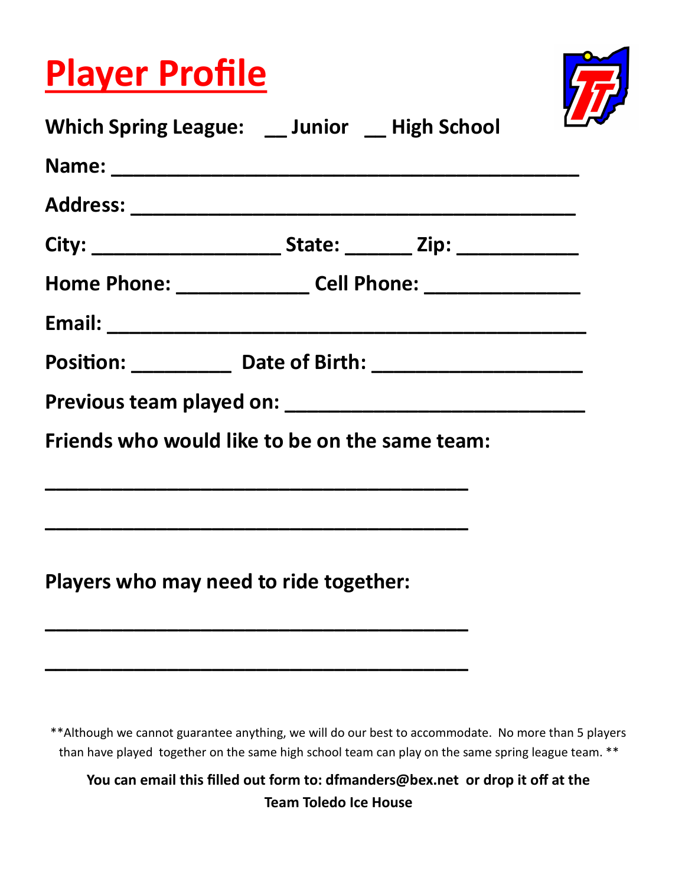# Player Profile

**Which Spring League: __ Junior __ High School**

**Name: ________________________________________**

**Address: ______________________________________**

**City: ________________ State: ______ Zip: ___________**

**Home Phone: ____________ Cell Phone: ______________**

**Email: _________________________________________**

**Position: _________ Date of Birth: ___________________**

**Previous team played on: ___________________________**

**Friends who would like to be on the same team:**

**____________________________________**

**____________________________________**

**Players who may need to ride together:**

**____________________________________**

**____________________________________**

**Although we cannot guarantee anything, we will do our best to accommodate. No more than 5 players than have played together on the same high school team can play on the same spring league team. **

**You can email this filled out form to: dfmanders@bex.net or drop it off at the Team Toledo Ice House**